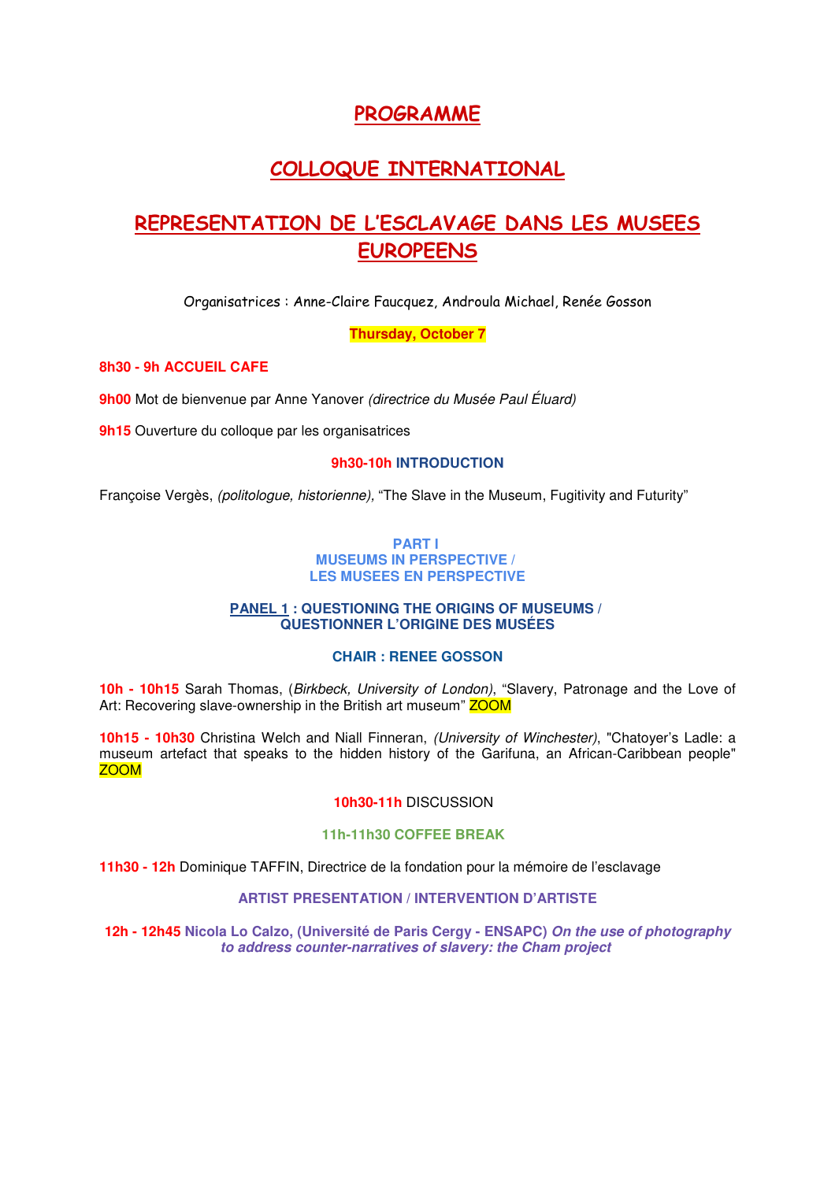# PROGRAMME

# COLLOQUE INTERNATIONAL

# REPRESENTATION DE L'ESCLAVAGE DANS LES MUSEES EUROPEENS

Organisatrices : Anne-Claire Faucquez, Androula Michael, Renée Gosson

**Thursday, October 7**

**8h30 - 9h ACCUEIL CAFE**

**9h00** Mot de bienvenue par Anne Yanover *(directrice du Musée Paul Éluard)*

**9h15** Ouverture du colloque par les organisatrices

**9h30-10h INTRODUCTION**

Françoise Vergès, *(politologue, historienne),* "The Slave in the Museum, Fugitivity and Futurity"

## PART I
## MUSEUMS IN PERSPECTIVE / LES MUSEES EN PERSPECTIVE

### PANEL 1 : QUESTIONING THE ORIGINS OF MUSEUMS / QUESTIONNER L'ORIGINE DES MUSÉES

**CHAIR : RENEE GOSSON**

**10h - 10h15** Sarah Thomas, (*Birkbeck, University of London)*, "Slavery, Patronage and the Love of Art: Recovering slave-ownership in the British art museum" ZOOM

**10h15 - 10h30** Christina Welch and Niall Finneran, *(University of Winchester)*, "Chatoyer's Ladle: a museum artefact that speaks to the hidden history of the Garifuna, an African-Caribbean people" ZOOM

**10h30-11h** DISCUSSION

**11h-11h30 COFFEE BREAK**

**11h30 - 12h** Dominique TAFFIN, Directrice de la fondation pour la mémoire de l'esclavage

**ARTIST PRESENTATION / INTERVENTION D'ARTISTE**

**12h - 12h45 Nicola Lo Calzo, (Université de Paris Cergy - ENSAPC)** ***On the use of photography to address counter-narratives of slavery: the Cham project***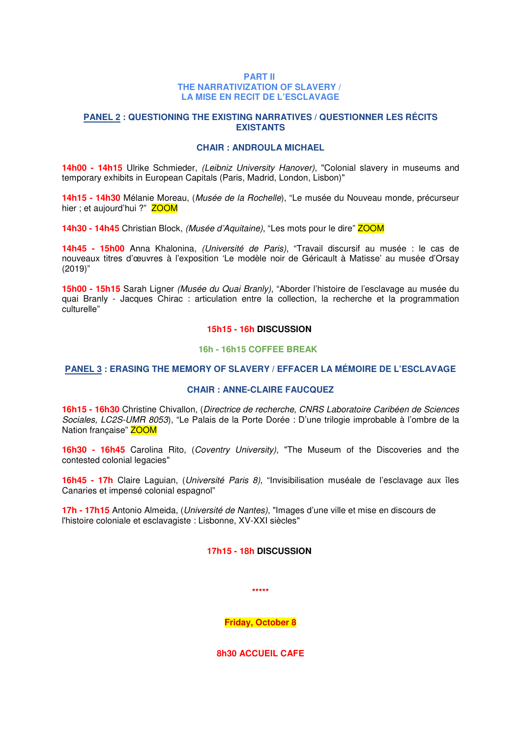## PART II
## THE NARRATIVIZATION OF SLAVERY / LA MISE EN RECIT DE L'ESCLAVAGE

### PANEL 2 : QUESTIONING THE EXISTING NARRATIVES / QUESTIONNER LES RÉCITS EXISTANTS

**CHAIR : ANDROULA MICHAEL**

**14h00 - 14h15** Ulrike Schmieder, *(Leibniz University Hanover)*, "Colonial slavery in museums and temporary exhibits in European Capitals (Paris, Madrid, London, Lisbon)"

**14h15 - 14h30** Mélanie Moreau, (*Musée de la Rochelle*), "Le musée du Nouveau monde, précurseur hier ; et aujourd'hui ?" ZOOM

**14h30 - 14h45** Christian Block, *(Musée d'Aquitaine)*, "Les mots pour le dire" ZOOM

**14h45 - 15h00** Anna Khalonina, *(Université de Paris)*, "Travail discursif au musée : le cas de nouveaux titres d'œuvres à l'exposition 'Le modèle noir de Géricault à Matisse' au musée d'Orsay (2019)"

**15h00 - 15h15** Sarah Ligner *(Musée du Quai Branly)*, "Aborder l'histoire de l'esclavage au musée du quai Branly - Jacques Chirac : articulation entre la collection, la recherche et la programmation culturelle"

**15h15 - 16h DISCUSSION**

**16h - 16h15 COFFEE BREAK**

### PANEL 3 : ERASING THE MEMORY OF SLAVERY / EFFACER LA MÉMOIRE DE L'ESCLAVAGE

**CHAIR : ANNE-CLAIRE FAUCQUEZ**

**16h15 - 16h30** Christine Chivallon, (*Directrice de recherche, CNRS Laboratoire Caribéen de Sciences Sociales, LC2S-UMR 8053*), "Le Palais de la Porte Dorée : D'une trilogie improbable à l'ombre de la Nation française" ZOOM

**16h30 - 16h45** Carolina Rito, (*Coventry University*), "The Museum of the Discoveries and the contested colonial legacies"

**16h45 - 17h** Claire Laguian, (*Université Paris 8*), "Invisibilisation muséale de l'esclavage aux îles Canaries et impensé colonial espagnol"

**17h - 17h15** Antonio Almeida, (*Université de Nantes*), "Images d'une ville et mise en discours de l'histoire coloniale et esclavagiste : Lisbonne, XV-XXI siècles"

**17h15 - 18h DISCUSSION**

*****

**Friday, October 8**

**8h30 ACCUEIL CAFE**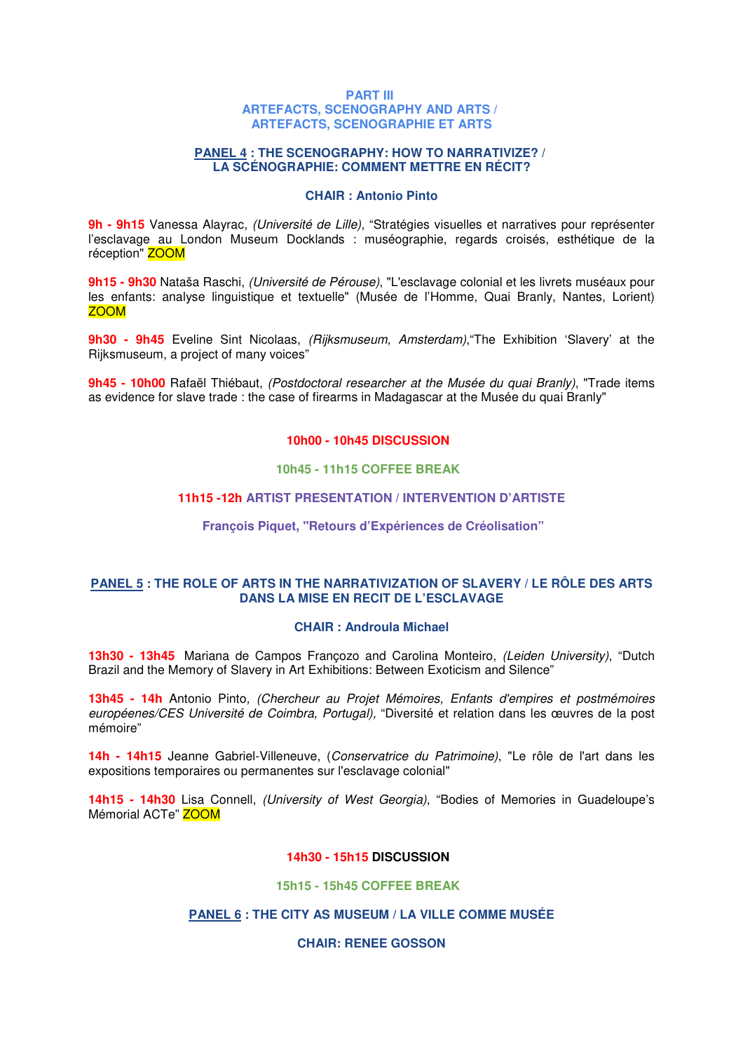## PART III
## ARTEFACTS, SCENOGRAPHY AND ARTS / ARTEFACTS, SCENOGRAPHIE ET ARTS

### PANEL 4 : THE SCENOGRAPHY: HOW TO NARRATIVIZE? / LA SCÉNOGRAPHIE: COMMENT METTRE EN RÉCIT?

**CHAIR : Antonio Pinto**

**9h - 9h15** Vanessa Alayrac, *(Université de Lille)*, "Stratégies visuelles et narratives pour représenter l'esclavage au London Museum Docklands : muséographie, regards croisés, esthétique de la réception" ZOOM

**9h15 - 9h30** Nataša Raschi, *(Université de Pérouse)*, "L'esclavage colonial et les livrets muséaux pour les enfants: analyse linguistique et textuelle" (Musée de l'Homme, Quai Branly, Nantes, Lorient) ZOOM

**9h30 - 9h45** Eveline Sint Nicolaas, *(Rijksmuseum, Amsterdam)*,"The Exhibition 'Slavery' at the Rijksmuseum, a project of many voices"

**9h45 - 10h00** Rafaël Thiébaut, *(Postdoctoral researcher at the Musée du quai Branly)*, "Trade items as evidence for slave trade : the case of firearms in Madagascar at the Musée du quai Branly"

**10h00 - 10h45 DISCUSSION**

**10h45 - 11h15 COFFEE BREAK**

**11h15 -12h ARTIST PRESENTATION / INTERVENTION D'ARTISTE**

**François Piquet, "Retours d'Expériences de Créolisation"**

### PANEL 5 : THE ROLE OF ARTS IN THE NARRATIVIZATION OF SLAVERY / LE RÔLE DES ARTS DANS LA MISE EN RECIT DE L'ESCLAVAGE

**CHAIR : Androula Michael**

**13h30 - 13h45** Mariana de Campos Françozo and Carolina Monteiro, *(Leiden University)*, "Dutch Brazil and the Memory of Slavery in Art Exhibitions: Between Exoticism and Silence"

**13h45 - 14h** Antonio Pinto, *(Chercheur au Projet Mémoires, Enfants d'empires et postmémoires européennes/CES Université de Coimbra, Portugal),* "Diversité et relation dans les œuvres de la post mémoire"

**14h - 14h15** Jeanne Gabriel-Villeneuve, (*Conservatrice du Patrimoine)*, "Le rôle de l'art dans les expositions temporaires ou permanentes sur l'esclavage colonial"

**14h15 - 14h30** Lisa Connell, *(University of West Georgia)*, "Bodies of Memories in Guadeloupe's Mémorial ACTe" ZOOM

**14h30 - 15h15 DISCUSSION**

**15h15 - 15h45 COFFEE BREAK**

### PANEL 6 : THE CITY AS MUSEUM / LA VILLE COMME MUSÉE

**CHAIR: RENEE GOSSON**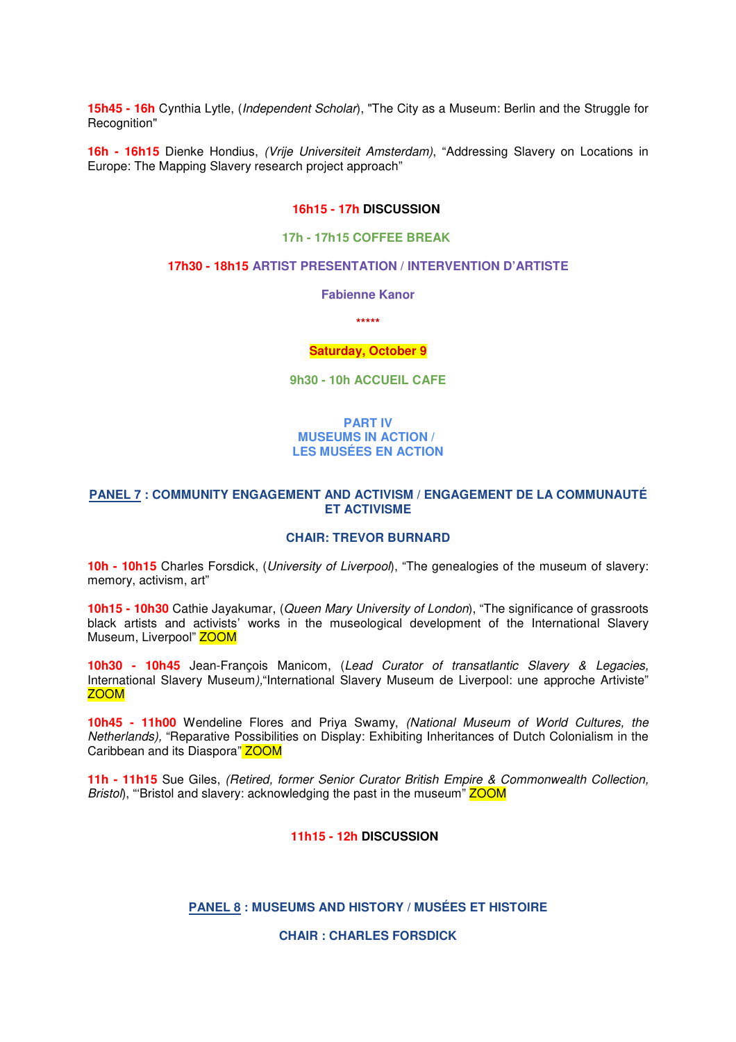**15h45 - 16h** Cynthia Lytle, (*Independent Scholar*), "The City as a Museum: Berlin and the Struggle for Recognition"

**16h - 16h15** Dienke Hondius, *(Vrije Universiteit Amsterdam)*, "Addressing Slavery on Locations in Europe: The Mapping Slavery research project approach"

**16h15 - 17h DISCUSSION**

**17h - 17h15 COFFEE BREAK**

**17h30 - 18h15 ARTIST PRESENTATION / INTERVENTION D'ARTISTE**

**Fabienne Kanor**

\*\*\*\*\*

**Saturday, October 9**

**9h30 - 10h ACCUEIL CAFE**

## PART IV
## MUSEUMS IN ACTION / LES MUSÉES EN ACTION

### PANEL 7 : COMMUNITY ENGAGEMENT AND ACTIVISM / ENGAGEMENT DE LA COMMUNAUTÉ ET ACTIVISME

**CHAIR: TREVOR BURNARD**

**10h - 10h15** Charles Forsdick, (*University of Liverpool*), "The genealogies of the museum of slavery: memory, activism, art"

**10h15 - 10h30** Cathie Jayakumar, (*Queen Mary University of London*), "The significance of grassroots black artists and activists' works in the museological development of the International Slavery Museum, Liverpool" ZOOM

**10h30 - 10h45** Jean-François Manicom, (*Lead Curator of transatlantic Slavery & Legacies,* International Slavery Museum*)*,"International Slavery Museum de Liverpool: une approche Artiviste" ZOOM

**10h45 - 11h00** Wendeline Flores and Priya Swamy, *(National Museum of World Cultures, the Netherlands),* "Reparative Possibilities on Display: Exhibiting Inheritances of Dutch Colonialism in the Caribbean and its Diaspora" ZOOM

**11h - 11h15** Sue Giles, *(Retired, former Senior Curator British Empire & Commonwealth Collection, Bristol*), "'Bristol and slavery: acknowledging the past in the museum" ZOOM

**11h15 - 12h DISCUSSION**

### PANEL 8 : MUSEUMS AND HISTORY / MUSÉES ET HISTOIRE

**CHAIR : CHARLES FORSDICK**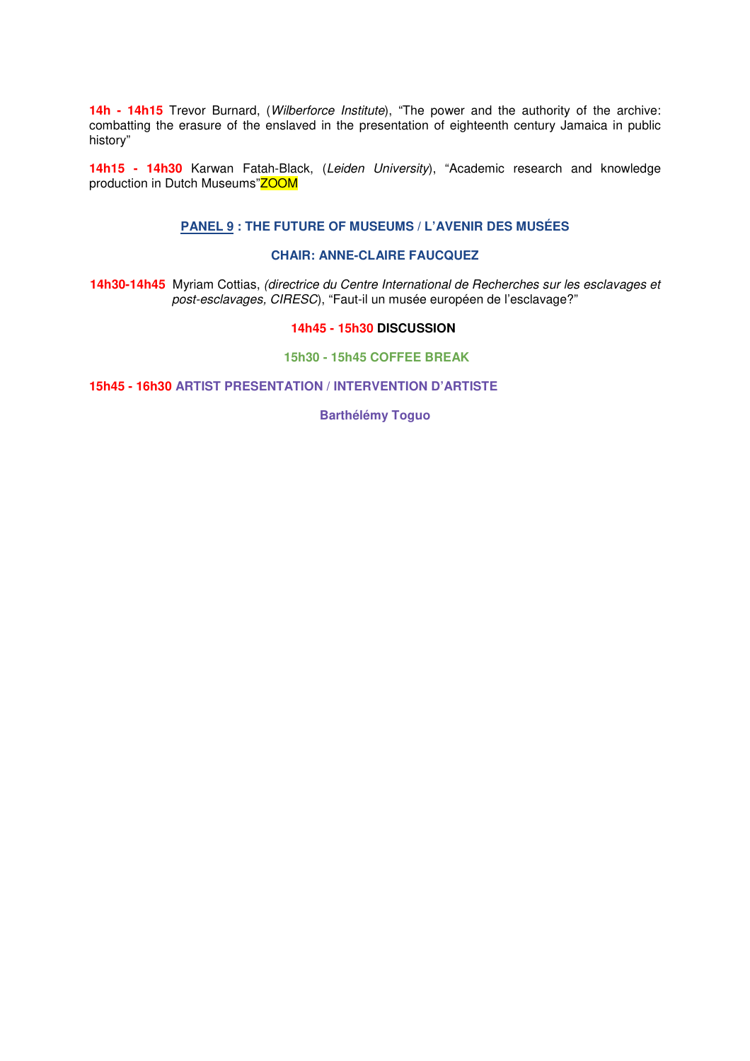**14h - 14h15** Trevor Burnard, (*Wilberforce Institute*), "The power and the authority of the archive: combatting the erasure of the enslaved in the presentation of eighteenth century Jamaica in public history"

**14h15 - 14h30** Karwan Fatah-Black, (*Leiden University*), "Academic research and knowledge production in Dutch Museums"ZOOM

## PANEL 9 : THE FUTURE OF MUSEUMS / L'AVENIR DES MUSÉES

### CHAIR: ANNE-CLAIRE FAUCQUEZ

**14h30-14h45** Myriam Cottias, (*directrice du Centre International de Recherches sur les esclavages et post-esclavages, CIRESC*), "Faut-il un musée européen de l'esclavage?"

**14h45 - 15h30 DISCUSSION**

**15h30 - 15h45 COFFEE BREAK**

**15h45 - 16h30 ARTIST PRESENTATION / INTERVENTION D'ARTISTE**

**Barthélémy Toguo**